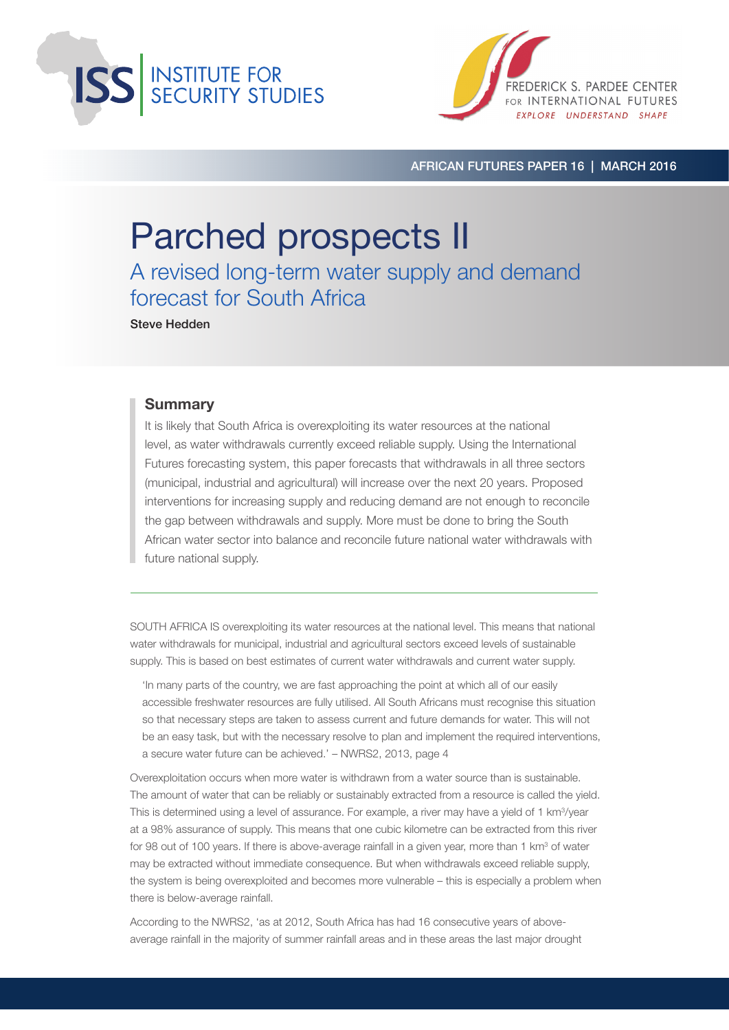INSTITUTE FOR SECURITY STUDIES

FREDERICK S. PARDEE CENTER FOR INTERNATIONAL FUTURES

EXPLORE UNDERSTAND SHAPE

AFRICAN FUTURES PAPER 16 | MARCH 2016

# Parched prospects II

## A revised long-term water supply and demand forecast for South Africa

**Steve Hedden**

### Summary

It is likely that South Africa is overexploiting its water resources at the national level, as water withdrawals currently exceed reliable supply. Using the International Futures forecasting system, this paper forecasts that withdrawals in all three sectors (municipal, industrial and agricultural) will increase over the next 20 years. Proposed interventions for increasing supply and reducing demand are not enough to reconcile the gap between withdrawals and supply. More must be done to bring the South African water sector into balance and reconcile future national water withdrawals with future national supply.

---

SOUTH AFRICA IS overexploiting its water resources at the national level. This means that national water withdrawals for municipal, industrial and agricultural sectors exceed levels of sustainable supply. This is based on best estimates of current water withdrawals and current water supply.

> 'In many parts of the country, we are fast approaching the point at which all of our easily accessible freshwater resources are fully utilised. All South Africans must recognise this situation so that necessary steps are taken to assess current and future demands for water. This will not be an easy task, but with the necessary resolve to plan and implement the required interventions, a secure water future can be achieved.' – NWRS2, 2013, page 4

Overexploitation occurs when more water is withdrawn from a water source than is sustainable. The amount of water that can be reliably or sustainably extracted from a resource is called the yield. This is determined using a level of assurance. For example, a river may have a yield of 1 $km^3$/year at a 98% assurance of supply. This means that one cubic kilometre can be extracted from this river for 98 out of 100 years. If there is above-average rainfall in a given year, more than 1 $km^3$ of water may be extracted without immediate consequence. But when withdrawals exceed reliable supply, the system is being overexploited and becomes more vulnerable – this is especially a problem when there is below-average rainfall.

According to the NWRS2, 'as at 2012, South Africa has had 16 consecutive years of above-average rainfall in the majority of summer rainfall areas and in these areas the last major drought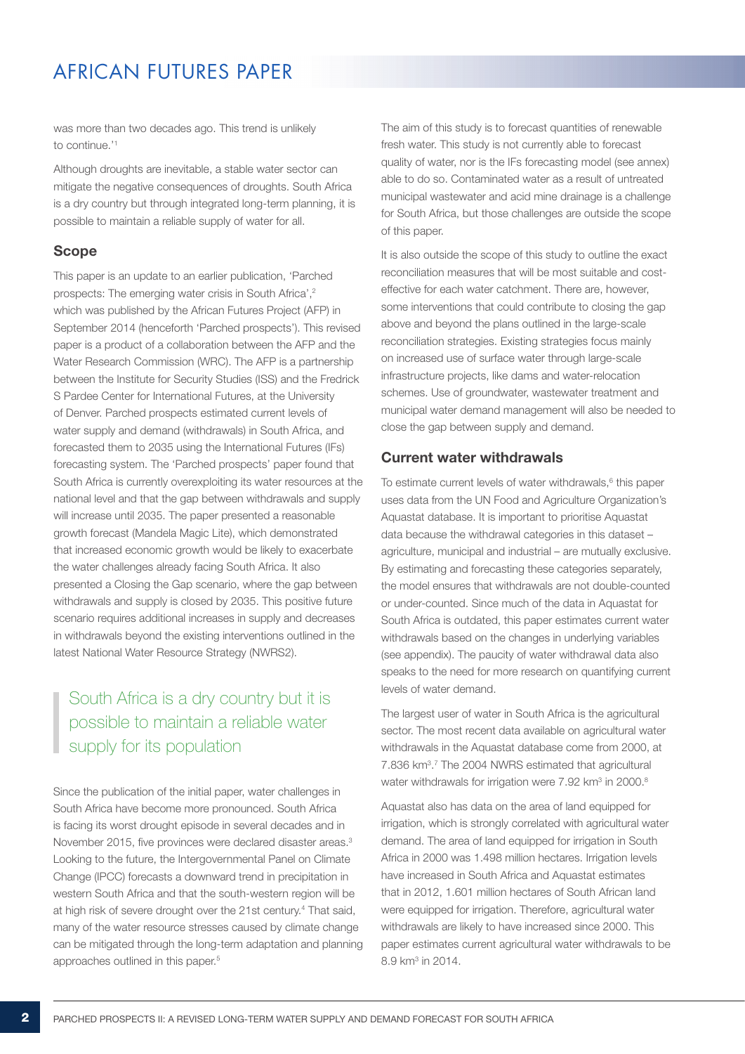was more than two decades ago. This trend is unlikely to continue.'[1]

Although droughts are inevitable, a stable water sector can mitigate the negative consequences of droughts. South Africa is a dry country but through integrated long-term planning, it is possible to maintain a reliable supply of water for all.

## Scope

This paper is an update to an earlier publication, 'Parched prospects: The emerging water crisis in South Africa',[2] which was published by the African Futures Project (AFP) in September 2014 (henceforth 'Parched prospects'). This revised paper is a product of a collaboration between the AFP and the Water Research Commission (WRC). The AFP is a partnership between the Institute for Security Studies (ISS) and the Fredrick S Pardee Center for International Futures, at the University of Denver. Parched prospects estimated current levels of water supply and demand (withdrawals) in South Africa, and forecasted them to 2035 using the International Futures (IFs) forecasting system. The 'Parched prospects' paper found that South Africa is currently overexploiting its water resources at the national level and that the gap between withdrawals and supply will increase until 2035. The paper presented a reasonable growth forecast (Mandela Magic Lite), which demonstrated that increased economic growth would be likely to exacerbate the water challenges already facing South Africa. It also presented a Closing the Gap scenario, where the gap between withdrawals and supply is closed by 2035. This positive future scenario requires additional increases in supply and decreases in withdrawals beyond the existing interventions outlined in the latest National Water Resource Strategy (NWRS2).

> South Africa is a dry country but it is possible to maintain a reliable water supply for its population

Since the publication of the initial paper, water challenges in South Africa have become more pronounced. South Africa is facing its worst drought episode in several decades and in November 2015, five provinces were declared disaster areas.[3] Looking to the future, the Intergovernmental Panel on Climate Change (IPCC) forecasts a downward trend in precipitation in western South Africa and that the south-western region will be at high risk of severe drought over the 21st century.[4] That said, many of the water resource stresses caused by climate change can be mitigated through the long-term adaptation and planning approaches outlined in this paper.[5]

The aim of this study is to forecast quantities of renewable fresh water. This study is not currently able to forecast quality of water, nor is the IFs forecasting model (see annex) able to do so. Contaminated water as a result of untreated municipal wastewater and acid mine drainage is a challenge for South Africa, but those challenges are outside the scope of this paper.

It is also outside the scope of this study to outline the exact reconciliation measures that will be most suitable and cost-effective for each water catchment. There are, however, some interventions that could contribute to closing the gap above and beyond the plans outlined in the large-scale reconciliation strategies. Existing strategies focus mainly on increased use of surface water through large-scale infrastructure projects, like dams and water-relocation schemes. Use of groundwater, wastewater treatment and municipal water demand management will also be needed to close the gap between supply and demand.

## Current water withdrawals

To estimate current levels of water withdrawals,[6] this paper uses data from the UN Food and Agriculture Organization's Aquastat database. It is important to prioritise Aquastat data because the withdrawal categories in this dataset – agriculture, municipal and industrial – are mutually exclusive. By estimating and forecasting these categories separately, the model ensures that withdrawals are not double-counted or under-counted. Since much of the data in Aquastat for South Africa is outdated, this paper estimates current water withdrawals based on the changes in underlying variables (see appendix). The paucity of water withdrawal data also speaks to the need for more research on quantifying current levels of water demand.

The largest user of water in South Africa is the agricultural sector. The most recent data available on agricultural water withdrawals in the Aquastat database come from 2000, at 7.836 km$^3$.[7] The 2004 NWRS estimated that agricultural water withdrawals for irrigation were 7.92 km$^3$ in 2000.[8]

Aquastat also has data on the area of land equipped for irrigation, which is strongly correlated with agricultural water demand. The area of land equipped for irrigation in South Africa in 2000 was 1.498 million hectares. Irrigation levels have increased in South Africa and Aquastat estimates that in 2012, 1.601 million hectares of South African land were equipped for irrigation. Therefore, agricultural water withdrawals are likely to have increased since 2000. This paper estimates current agricultural water withdrawals to be 8.9 km$^3$ in 2014.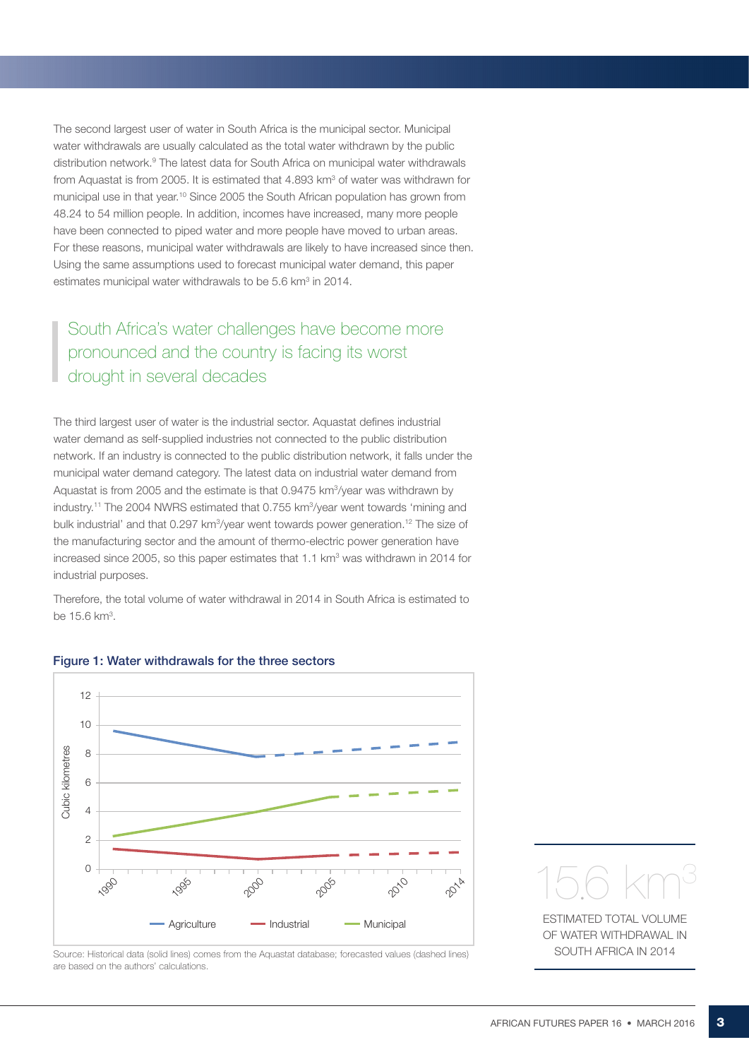The second largest user of water in South Africa is the municipal sector. Municipal water withdrawals are usually calculated as the total water withdrawn by the public distribution network.[9] The latest data for South Africa on municipal water withdrawals from Aquastat is from 2005. It is estimated that 4.893 km$^3$ of water was withdrawn for municipal use in that year.[10] Since 2005 the South African population has grown from 48.24 to 54 million people. In addition, incomes have increased, many more people have been connected to piped water and more people have moved to urban areas. For these reasons, municipal water withdrawals are likely to have increased since then. Using the same assumptions used to forecast municipal water demand, this paper estimates municipal water withdrawals to be 5.6 km$^3$ in 2014.

> South Africa's water challenges have become more pronounced and the country is facing its worst drought in several decades

The third largest user of water is the industrial sector. Aquastat defines industrial water demand as self-supplied industries not connected to the public distribution network. If an industry is connected to the public distribution network, it falls under the municipal water demand category. The latest data on industrial water demand from Aquastat is from 2005 and the estimate is that 0.9475 km$^3$/year was withdrawn by industry.[11] The 2004 NWRS estimated that 0.755 km$^3$/year went towards 'mining and bulk industrial' and that 0.297 km$^3$/year went towards power generation.[12] The size of the manufacturing sector and the amount of thermo-electric power generation have increased since 2005, so this paper estimates that 1.1 km$^3$ was withdrawn in 2014 for industrial purposes.

Therefore, the total volume of water withdrawal in 2014 in South Africa is estimated to be 15.6 km$^3$.

**Figure 1: Water withdrawals for the three sectors**

Source: Historical data (solid lines) comes from the Aquastat database; forecasted values (dashed lines) are based on the authors' calculations.

15.6 km$^3$

ESTIMATED TOTAL VOLUME OF WATER WITHDRAWAL IN SOUTH AFRICA IN 2014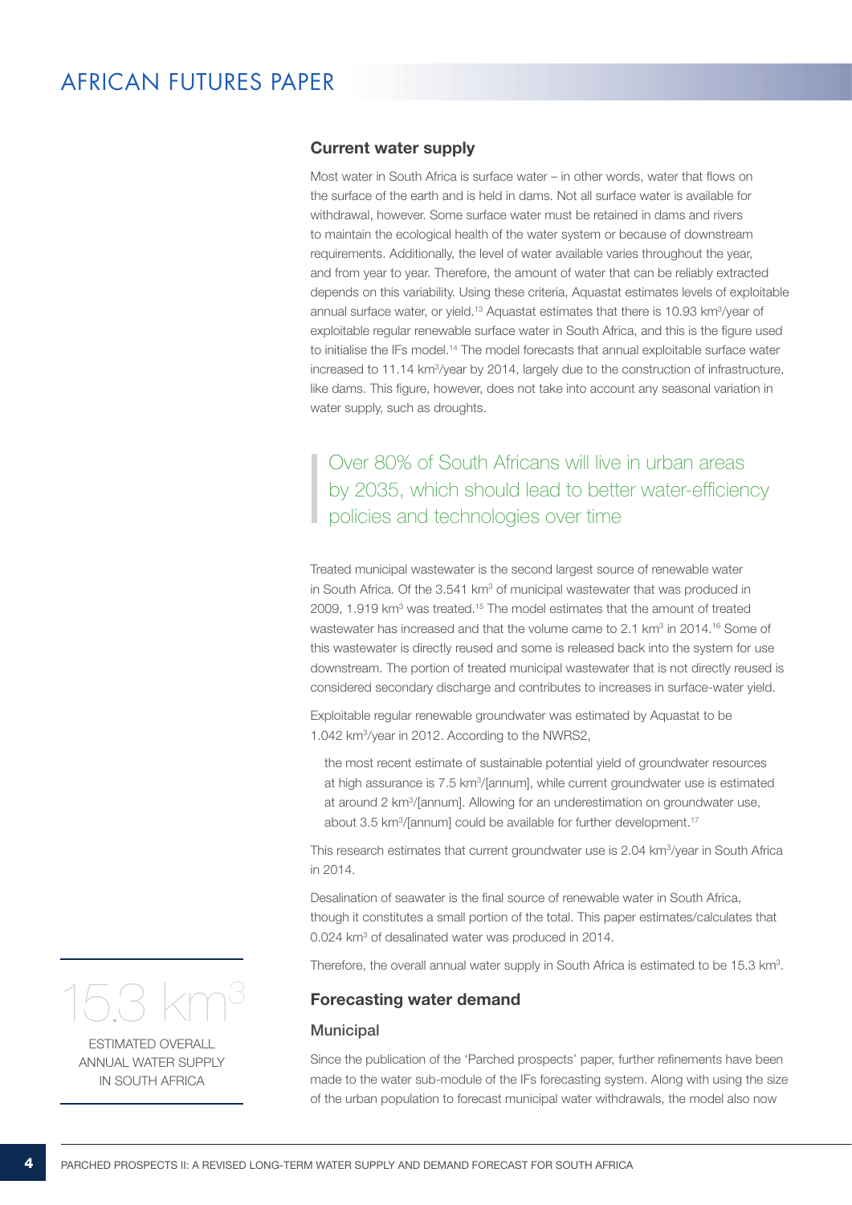## Current water supply

Most water in South Africa is surface water – in other words, water that flows on the surface of the earth and is held in dams. Not all surface water is available for withdrawal, however. Some surface water must be retained in dams and rivers to maintain the ecological health of the water system or because of downstream requirements. Additionally, the level of water available varies throughout the year, and from year to year. Therefore, the amount of water that can be reliably extracted depends on this variability. Using these criteria, Aquastat estimates levels of exploitable annual surface water, or yield.[13] Aquastat estimates that there is 10.93 km³/year of exploitable regular renewable surface water in South Africa, and this is the figure used to initialise the IFs model.[14] The model forecasts that annual exploitable surface water increased to 11.14 km³/year by 2014, largely due to the construction of infrastructure, like dams. This figure, however, does not take into account any seasonal variation in water supply, such as droughts.

> Over 80% of South Africans will live in urban areas by 2035, which should lead to better water-efficiency policies and technologies over time

Treated municipal wastewater is the second largest source of renewable water in South Africa. Of the 3.541 km³ of municipal wastewater that was produced in 2009, 1.919 km³ was treated.[15] The model estimates that the amount of treated wastewater has increased and that the volume came to 2.1 km³ in 2014.[16] Some of this wastewater is directly reused and some is released back into the system for use downstream. The portion of treated municipal wastewater that is not directly reused is considered secondary discharge and contributes to increases in surface-water yield.

Exploitable regular renewable groundwater was estimated by Aquastat to be 1.042 km³/year in 2012. According to the NWRS2,

> the most recent estimate of sustainable potential yield of groundwater resources at high assurance is 7.5 km³/[annum], while current groundwater use is estimated at around 2 km³/[annum]. Allowing for an underestimation on groundwater use, about 3.5 km³/[annum] could be available for further development.[17]

This research estimates that current groundwater use is 2.04 km³/year in South Africa in 2014.

Desalination of seawater is the final source of renewable water in South Africa, though it constitutes a small portion of the total. This paper estimates/calculates that 0.024 km³ of desalinated water was produced in 2014.

Therefore, the overall annual water supply in South Africa is estimated to be 15.3 km³.

> **15.3 km³**
> ESTIMATED OVERALL ANNUAL WATER SUPPLY IN SOUTH AFRICA

## Forecasting water demand

### Municipal

Since the publication of the 'Parched prospects' paper, further refinements have been made to the water sub-module of the IFs forecasting system. Along with using the size of the urban population to forecast municipal water withdrawals, the model also now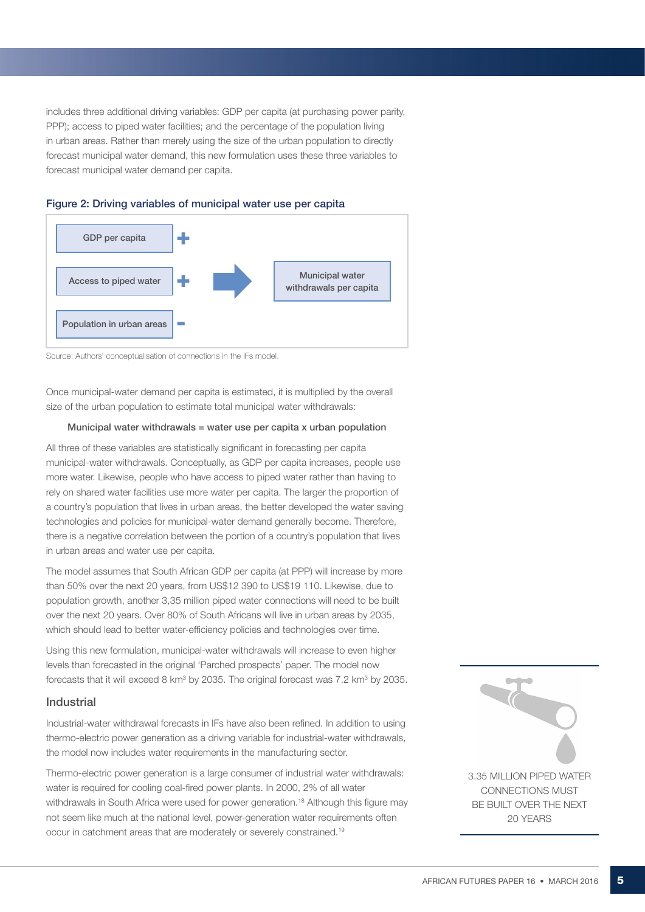includes three additional driving variables: GDP per capita (at purchasing power parity, PPP); access to piped water facilities; and the percentage of the population living in urban areas. Rather than merely using the size of the urban population to directly forecast municipal water demand, this new formulation uses these three variables to forecast municipal water demand per capita.

**Figure 2: Driving variables of municipal water use per capita**

| Driving variable | Effect |
|---|---|
| GDP per capita | + |
| Access to piped water | + |
| Population in urban areas | – |

→ Municipal water withdrawals per capita

Source: Authors' conceptualisation of connections in the IFs model.

Once municipal-water demand per capita is estimated, it is multiplied by the overall size of the urban population to estimate total municipal water withdrawals:

Municipal water withdrawals = water use per capita x urban population

All three of these variables are statistically significant in forecasting per capita municipal-water withdrawals. Conceptually, as GDP per capita increases, people use more water. Likewise, people who have access to piped water rather than having to rely on shared water facilities use more water per capita. The larger the proportion of a country's population that lives in urban areas, the better developed the water saving technologies and policies for municipal-water demand generally become. Therefore, there is a negative correlation between the portion of a country's population that lives in urban areas and water use per capita.

The model assumes that South African GDP per capita (at PPP) will increase by more than 50% over the next 20 years, from US$12 390 to US$19 110. Likewise, due to population growth, another 3,35 million piped water connections will need to be built over the next 20 years. Over 80% of South Africans will live in urban areas by 2035, which should lead to better water-efficiency policies and technologies over time.

Using this new formulation, municipal-water withdrawals will increase to even higher levels than forecasted in the original 'Parched prospects' paper. The model now forecasts that it will exceed 8 km³ by 2035. The original forecast was 7.2 km³ by 2035.

## Industrial

Industrial-water withdrawal forecasts in IFs have also been refined. In addition to using thermo-electric power generation as a driving variable for industrial-water withdrawals, the model now includes water requirements in the manufacturing sector.

Thermo-electric power generation is a large consumer of industrial water withdrawals: water is required for cooling coal-fired power plants. In 2000, 2% of all water withdrawals in South Africa were used for power generation.[18] Although this figure may not seem like much at the national level, power-generation water requirements often occur in catchment areas that are moderately or severely constrained.[19]

3.35 MILLION PIPED WATER CONNECTIONS MUST BE BUILT OVER THE NEXT 20 YEARS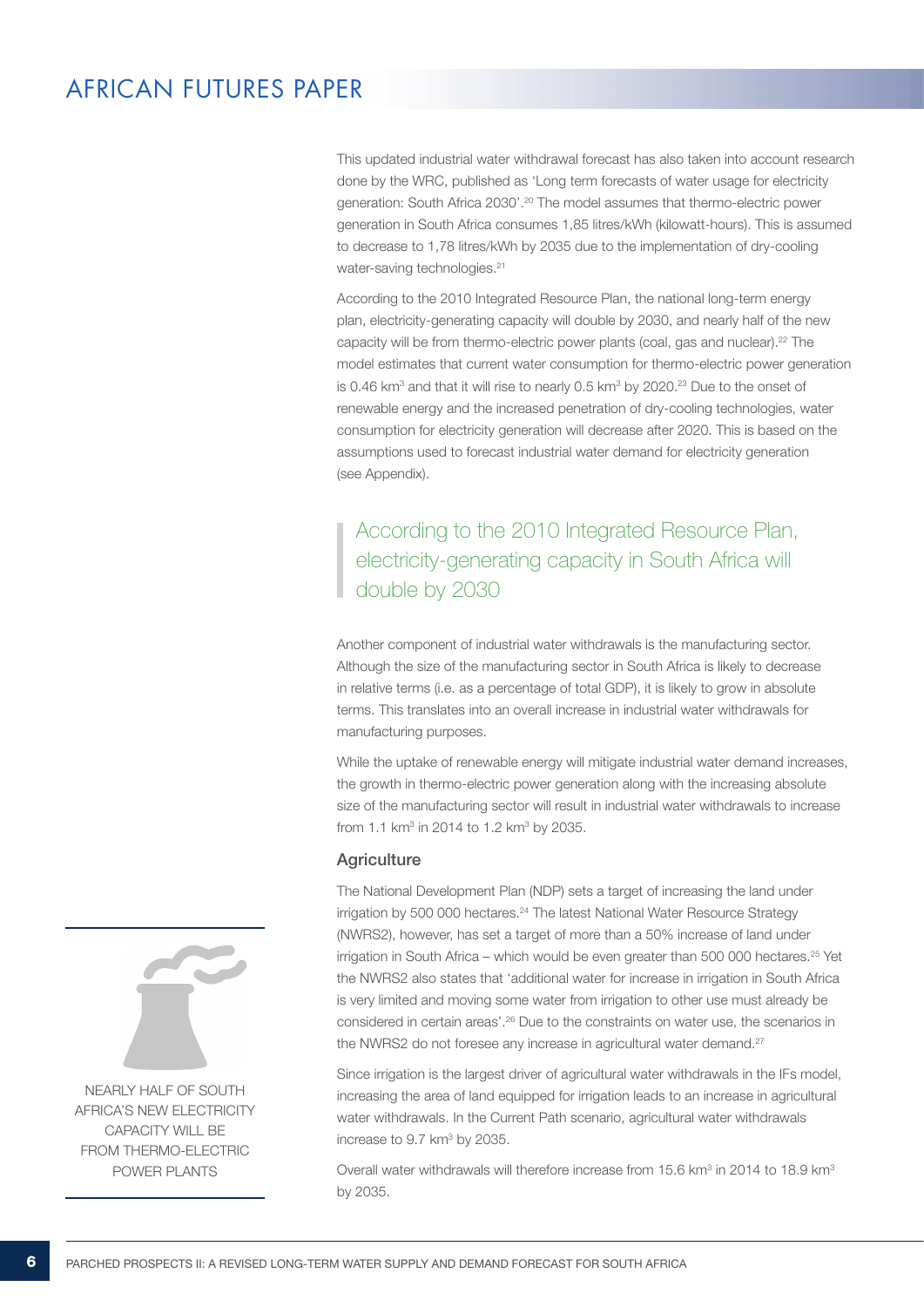This updated industrial water withdrawal forecast has also taken into account research done by the WRC, published as 'Long term forecasts of water usage for electricity generation: South Africa 2030'.[20] The model assumes that thermo-electric power generation in South Africa consumes 1,85 litres/kWh (kilowatt-hours). This is assumed to decrease to 1,78 litres/kWh by 2035 due to the implementation of dry-cooling water-saving technologies.[21]

According to the 2010 Integrated Resource Plan, the national long-term energy plan, electricity-generating capacity will double by 2030, and nearly half of the new capacity will be from thermo-electric power plants (coal, gas and nuclear).[22] The model estimates that current water consumption for thermo-electric power generation is 0.46 km$^3$ and that it will rise to nearly 0.5 km$^3$ by 2020.[23] Due to the onset of renewable energy and the increased penetration of dry-cooling technologies, water consumption for electricity generation will decrease after 2020. This is based on the assumptions used to forecast industrial water demand for electricity generation (see Appendix).

> According to the 2010 Integrated Resource Plan, electricity-generating capacity in South Africa will double by 2030

Another component of industrial water withdrawals is the manufacturing sector. Although the size of the manufacturing sector in South Africa is likely to decrease in relative terms (i.e. as a percentage of total GDP), it is likely to grow in absolute terms. This translates into an overall increase in industrial water withdrawals for manufacturing purposes.

While the uptake of renewable energy will mitigate industrial water demand increases, the growth in thermo-electric power generation along with the increasing absolute size of the manufacturing sector will result in industrial water withdrawals to increase from 1.1 km$^3$ in 2014 to 1.2 km$^3$ by 2035.

### Agriculture

The National Development Plan (NDP) sets a target of increasing the land under irrigation by 500 000 hectares.[24] The latest National Water Resource Strategy (NWRS2), however, has set a target of more than a 50% increase of land under irrigation in South Africa – which would be even greater than 500 000 hectares.[25] Yet the NWRS2 also states that 'additional water for increase in irrigation in South Africa is very limited and moving some water from irrigation to other use must already be considered in certain areas'.[26] Due to the constraints on water use, the scenarios in the NWRS2 do not foresee any increase in agricultural water demand.[27]

Since irrigation is the largest driver of agricultural water withdrawals in the IFs model, increasing the area of land equipped for irrigation leads to an increase in agricultural water withdrawals. In the Current Path scenario, agricultural water withdrawals increase to 9.7 km$^3$ by 2035.

Overall water withdrawals will therefore increase from 15.6 km$^3$ in 2014 to 18.9 km$^3$ by 2035.

NEARLY HALF OF SOUTH AFRICA'S NEW ELECTRICITY CAPACITY WILL BE FROM THERMO-ELECTRIC POWER PLANTS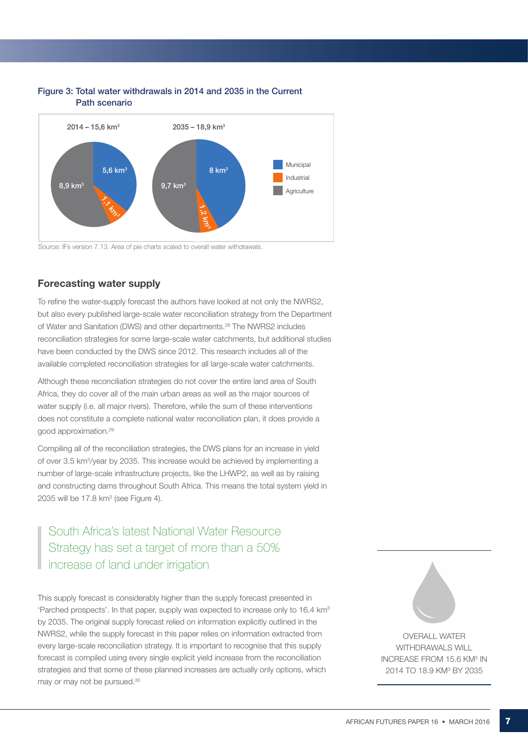Figure 3: Total water withdrawals in 2014 and 2035 in the Current Path scenario

2014 – 15,6 km$^3$: Municipal 5,6 km$^3$; Industrial 1,1 km$^3$; Agriculture 8,9 km$^3$

2035 – 18,9 km$^3$: Municipal 8 km$^3$; Industrial 1,2 km$^3$; Agriculture 9,7 km$^3$

Source: IFs version 7.13. Area of pie charts scaled to overall water withdrawals.

## Forecasting water supply

To refine the water-supply forecast the authors have looked at not only the NWRS2, but also every published large-scale water reconciliation strategy from the Department of Water and Sanitation (DWS) and other departments.[28] The NWRS2 includes reconciliation strategies for some large-scale water catchments, but additional studies have been conducted by the DWS since 2012. This research includes all of the available completed reconciliation strategies for all large-scale water catchments.

Although these reconciliation strategies do not cover the entire land area of South Africa, they do cover all of the main urban areas as well as the major sources of water supply (i.e. all major rivers). Therefore, while the sum of these interventions does not constitute a complete national water reconciliation plan, it does provide a good approximation.[29]

Compiling all of the reconciliation strategies, the DWS plans for an increase in yield of over 3.5 km$^3$/year by 2035. This increase would be achieved by implementing a number of large-scale infrastructure projects, like the LHWP2, as well as by raising and constructing dams throughout South Africa. This means the total system yield in 2035 will be 17.8 km$^3$ (see Figure 4).

> South Africa's latest National Water Resource Strategy has set a target of more than a 50% increase of land under irrigation

This supply forecast is considerably higher than the supply forecast presented in 'Parched prospects'. In that paper, supply was expected to increase only to 16.4 km$^3$ by 2035. The original supply forecast relied on information explicitly outlined in the NWRS2, while the supply forecast in this paper relies on information extracted from every large-scale reconciliation strategy. It is important to recognise that this supply forecast is compiled using every single explicit yield increase from the reconciliation strategies and that some of these planned increases are actually only options, which may or may not be pursued.[30]

OVERALL WATER WITHDRAWALS WILL INCREASE FROM 15.6 KM$^3$ IN 2014 TO 18.9 KM$^3$ BY 2035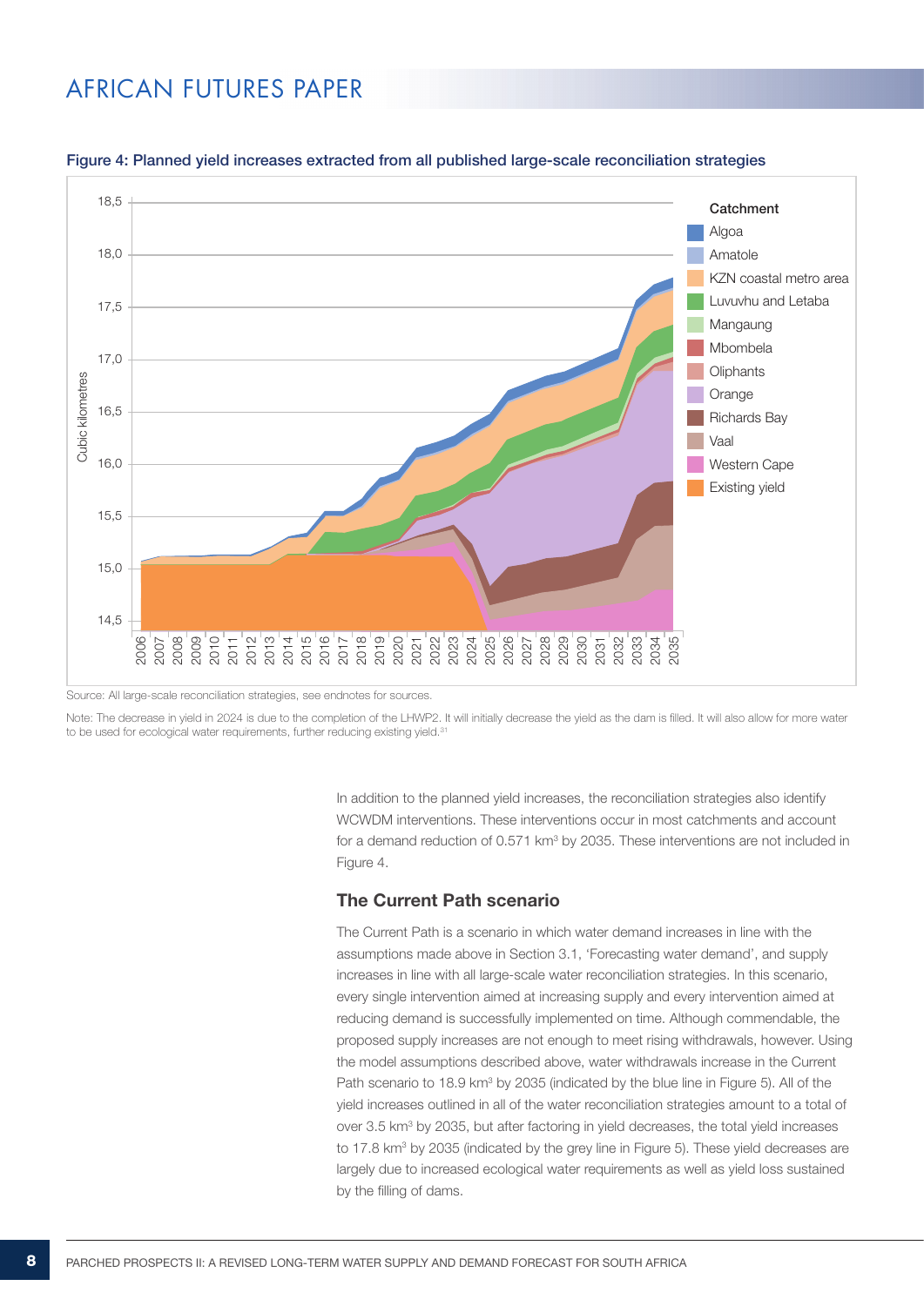Figure 4: Planned yield increases extracted from all published large-scale reconciliation strategies

Source: All large-scale reconciliation strategies, see endnotes for sources.

Note: The decrease in yield in 2024 is due to the completion of the LHWP2. It will initially decrease the yield as the dam is filled. It will also allow for more water to be used for ecological water requirements, further reducing existing yield.[31]

In addition to the planned yield increases, the reconciliation strategies also identify WCWDM interventions. These interventions occur in most catchments and account for a demand reduction of 0.571 km³ by 2035. These interventions are not included in Figure 4.

## The Current Path scenario

The Current Path is a scenario in which water demand increases in line with the assumptions made above in Section 3.1, 'Forecasting water demand', and supply increases in line with all large-scale water reconciliation strategies. In this scenario, every single intervention aimed at increasing supply and every intervention aimed at reducing demand is successfully implemented on time. Although commendable, the proposed supply increases are not enough to meet rising withdrawals, however. Using the model assumptions described above, water withdrawals increase in the Current Path scenario to 18.9 km³ by 2035 (indicated by the blue line in Figure 5). All of the yield increases outlined in all of the water reconciliation strategies amount to a total of over 3.5 km³ by 2035, but after factoring in yield decreases, the total yield increases to 17.8 km³ by 2035 (indicated by the grey line in Figure 5). These yield decreases are largely due to increased ecological water requirements as well as yield loss sustained by the filling of dams.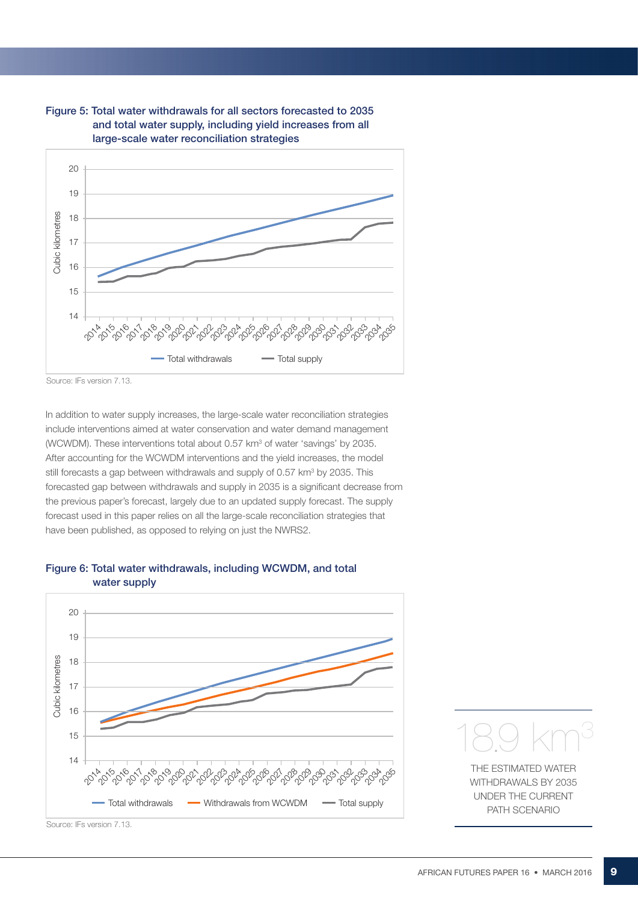**Figure 5: Total water withdrawals for all sectors forecasted to 2035 and total water supply, including yield increases from all large-scale water reconciliation strategies**

Source: IFs version 7.13.

In addition to water supply increases, the large-scale water reconciliation strategies include interventions aimed at water conservation and water demand management (WCWDM). These interventions total about 0.57 km³ of water 'savings' by 2035. After accounting for the WCWDM interventions and the yield increases, the model still forecasts a gap between withdrawals and supply of 0.57 km³ by 2035. This forecasted gap between withdrawals and supply in 2035 is a significant decrease from the previous paper's forecast, largely due to an updated supply forecast. The supply forecast used in this paper relies on all the large-scale reconciliation strategies that have been published, as opposed to relying on just the NWRS2.

**Figure 6: Total water withdrawals, including WCWDM, and total water supply**

Source: IFs version 7.13.

18.9 km³

THE ESTIMATED WATER WITHDRAWALS BY 2035 UNDER THE CURRENT PATH SCENARIO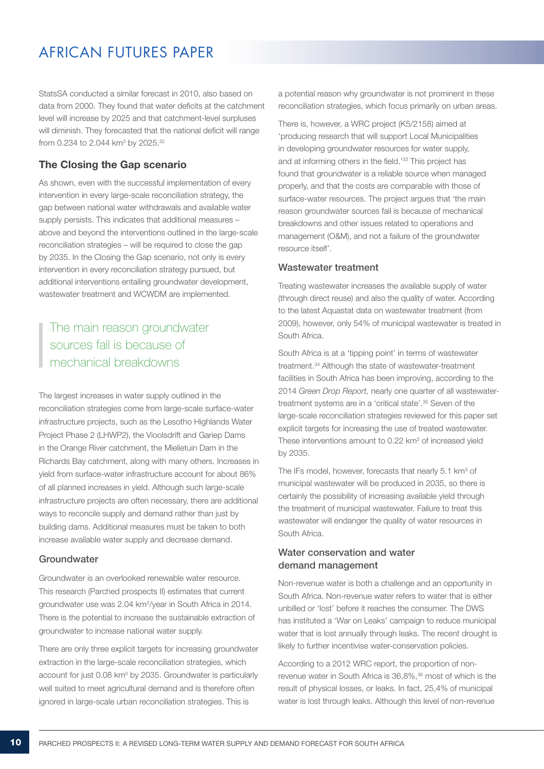StatsSA conducted a similar forecast in 2010, also based on data from 2000. They found that water deficits at the catchment level will increase by 2025 and that catchment-level surpluses will diminish. They forecasted that the national deficit will range from 0.234 to 2.044 km$^3$ by 2025.[32]

## The Closing the Gap scenario

As shown, even with the successful implementation of every intervention in every large-scale reconciliation strategy, the gap between national water withdrawals and available water supply persists. This indicates that additional measures – above and beyond the interventions outlined in the large-scale reconciliation strategies – will be required to close the gap by 2035. In the Closing the Gap scenario, not only is every intervention in every reconciliation strategy pursued, but additional interventions entailing groundwater development, wastewater treatment and WCWDM are implemented.

> The main reason groundwater sources fail is because of mechanical breakdowns

The largest increases in water supply outlined in the reconciliation strategies come from large-scale surface-water infrastructure projects, such as the Lesotho Highlands Water Project Phase 2 (LHWP2), the Vioolsdrift and Gariep Dams in the Orange River catchment, the Mielietuin Dam in the Richards Bay catchment, along with many others. Increases in yield from surface-water infrastructure account for about 86% of all planned increases in yield. Although such large-scale infrastructure projects are often necessary, there are additional ways to reconcile supply and demand rather than just by building dams. Additional measures must be taken to both increase available water supply and decrease demand.

### Groundwater

Groundwater is an overlooked renewable water resource. This research (Parched prospects II) estimates that current groundwater use was 2.04 km$^3$/year in South Africa in 2014. There is the potential to increase the sustainable extraction of groundwater to increase national water supply.

There are only three explicit targets for increasing groundwater extraction in the large-scale reconciliation strategies, which account for just 0.08 km$^3$ by 2035. Groundwater is particularly well suited to meet agricultural demand and is therefore often ignored in large-scale urban reconciliation strategies. This is a potential reason why groundwater is not prominent in these reconciliation strategies, which focus primarily on urban areas.

There is, however, a WRC project (K5/2158) aimed at 'producing research that will support Local Municipalities in developing groundwater resources for water supply, and at informing others in the field.'[33] This project has found that groundwater is a reliable source when managed properly, and that the costs are comparable with those of surface-water resources. The project argues that 'the main reason groundwater sources fail is because of mechanical breakdowns and other issues related to operations and management (O&M), and not a failure of the groundwater resource itself'.

### Wastewater treatment

Treating wastewater increases the available supply of water (through direct reuse) and also the quality of water. According to the latest Aquastat data on wastewater treatment (from 2009), however, only 54% of municipal wastewater is treated in South Africa.

South Africa is at a 'tipping point' in terms of wastewater treatment.[34] Although the state of wastewater-treatment facilities in South Africa has been improving, according to the 2014 *Green Drop Report,* nearly one quarter of all wastewater-treatment systems are in a 'critical state'.[35] Seven of the large-scale reconciliation strategies reviewed for this paper set explicit targets for increasing the use of treated wastewater. These interventions amount to 0.22 km$^3$ of increased yield by 2035.

The IFs model, however, forecasts that nearly 5.1 km$^3$ of municipal wastewater will be produced in 2035, so there is certainly the possibility of increasing available yield through the treatment of municipal wastewater. Failure to treat this wastewater will endanger the quality of water resources in South Africa.

### Water conservation and water demand management

Non-revenue water is both a challenge and an opportunity in South Africa. Non-revenue water refers to water that is either unbilled or 'lost' before it reaches the consumer. The DWS has instituted a 'War on Leaks' campaign to reduce municipal water that is lost annually through leaks. The recent drought is likely to further incentivise water-conservation policies.

According to a 2012 WRC report, the proportion of non-revenue water in South Africa is 36,8%,[36] most of which is the result of physical losses, or leaks. In fact, 25,4% of municipal water is lost through leaks. Although this level of non-revenue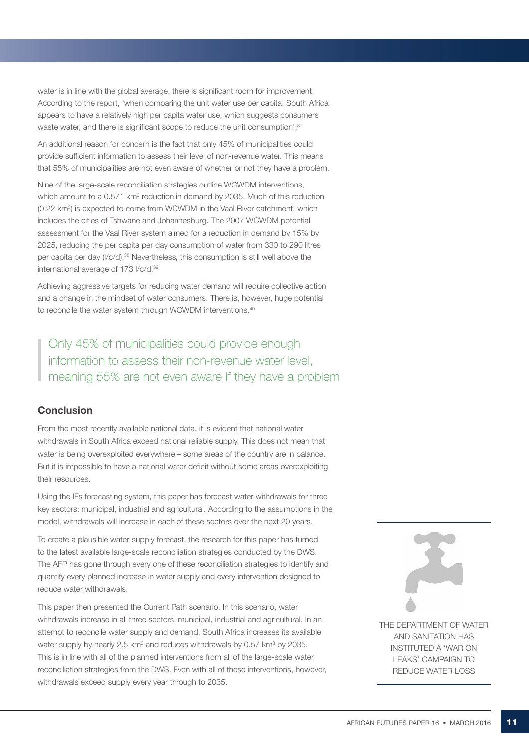water is in line with the global average, there is significant room for improvement. According to the report, 'when comparing the unit water use per capita, South Africa appears to have a relatively high per capita water use, which suggests consumers waste water, and there is significant scope to reduce the unit consumption'.[37]

An additional reason for concern is the fact that only 45% of municipalities could provide sufficient information to assess their level of non-revenue water. This means that 55% of municipalities are not even aware of whether or not they have a problem.

Nine of the large-scale reconciliation strategies outline WCWDM interventions, which amount to a 0.571 km$^3$ reduction in demand by 2035. Much of this reduction (0.22 km$^3$) is expected to come from WCWDM in the Vaal River catchment, which includes the cities of Tshwane and Johannesburg. The 2007 WCWDM potential assessment for the Vaal River system aimed for a reduction in demand by 15% by 2025, reducing the per capita per day consumption of water from 330 to 290 litres per capita per day (l/c/d).[38] Nevertheless, this consumption is still well above the international average of 173 l/c/d.[39]

Achieving aggressive targets for reducing water demand will require collective action and a change in the mindset of water consumers. There is, however, huge potential to reconcile the water system through WCWDM interventions.[40]

> Only 45% of municipalities could provide enough information to assess their non-revenue water level, meaning 55% are not even aware if they have a problem

## Conclusion

From the most recently available national data, it is evident that national water withdrawals in South Africa exceed national reliable supply. This does not mean that water is being overexploited everywhere – some areas of the country are in balance. But it is impossible to have a national water deficit without some areas overexploiting their resources.

Using the IFs forecasting system, this paper has forecast water withdrawals for three key sectors: municipal, industrial and agricultural. According to the assumptions in the model, withdrawals will increase in each of these sectors over the next 20 years.

To create a plausible water-supply forecast, the research for this paper has turned to the latest available large-scale reconciliation strategies conducted by the DWS. The AFP has gone through every one of these reconciliation strategies to identify and quantify every planned increase in water supply and every intervention designed to reduce water withdrawals.

This paper then presented the Current Path scenario. In this scenario, water withdrawals increase in all three sectors, municipal, industrial and agricultural. In an attempt to reconcile water supply and demand, South Africa increases its available water supply by nearly 2.5 km$^3$ and reduces withdrawals by 0.57 km$^3$ by 2035. This is in line with all of the planned interventions from all of the large-scale water reconciliation strategies from the DWS. Even with all of these interventions, however, withdrawals exceed supply every year through to 2035.

THE DEPARTMENT OF WATER AND SANITATION HAS INSTITUTED A 'WAR ON LEAKS' CAMPAIGN TO REDUCE WATER LOSS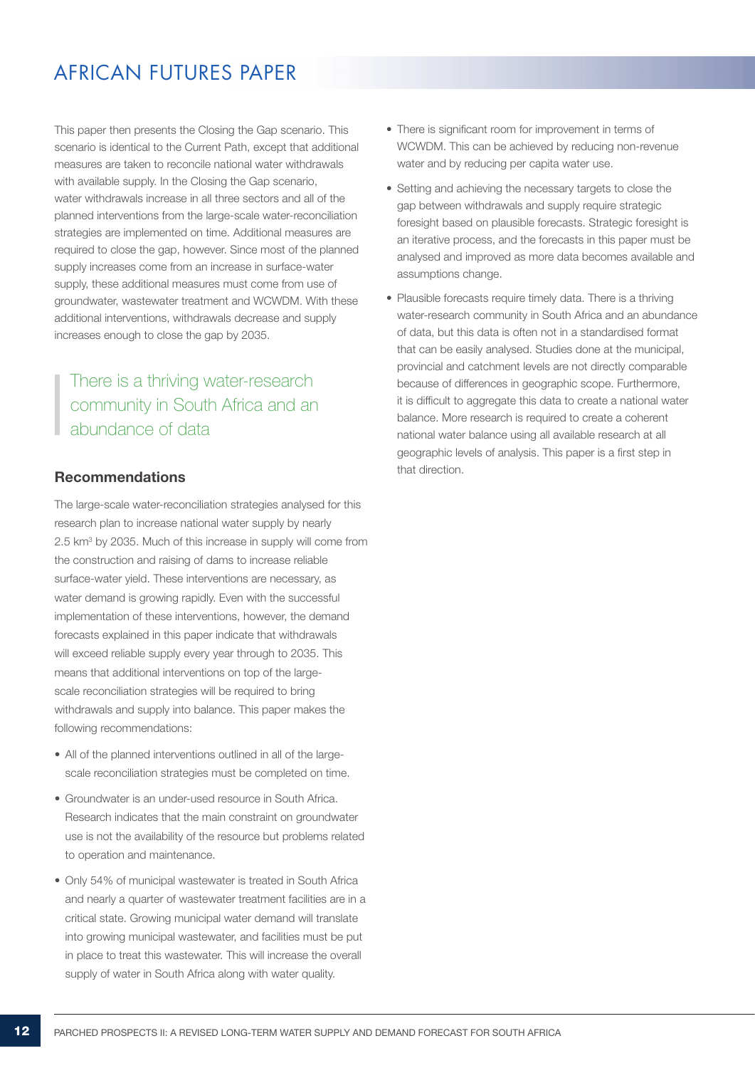This paper then presents the Closing the Gap scenario. This scenario is identical to the Current Path, except that additional measures are taken to reconcile national water withdrawals with available supply. In the Closing the Gap scenario, water withdrawals increase in all three sectors and all of the planned interventions from the large-scale water-reconciliation strategies are implemented on time. Additional measures are required to close the gap, however. Since most of the planned supply increases come from an increase in surface-water supply, these additional measures must come from use of groundwater, wastewater treatment and WCWDM. With these additional interventions, withdrawals decrease and supply increases enough to close the gap by 2035.

> There is a thriving water-research community in South Africa and an abundance of data

## Recommendations

The large-scale water-reconciliation strategies analysed for this research plan to increase national water supply by nearly 2.5 km$^3$ by 2035. Much of this increase in supply will come from the construction and raising of dams to increase reliable surface-water yield. These interventions are necessary, as water demand is growing rapidly. Even with the successful implementation of these interventions, however, the demand forecasts explained in this paper indicate that withdrawals will exceed reliable supply every year through to 2035. This means that additional interventions on top of the large-scale reconciliation strategies will be required to bring withdrawals and supply into balance. This paper makes the following recommendations:

- All of the planned interventions outlined in all of the large-scale reconciliation strategies must be completed on time.
- Groundwater is an under-used resource in South Africa. Research indicates that the main constraint on groundwater use is not the availability of the resource but problems related to operation and maintenance.
- Only 54% of municipal wastewater is treated in South Africa and nearly a quarter of wastewater treatment facilities are in a critical state. Growing municipal water demand will translate into growing municipal wastewater, and facilities must be put in place to treat this wastewater. This will increase the overall supply of water in South Africa along with water quality.
- There is significant room for improvement in terms of WCWDM. This can be achieved by reducing non-revenue water and by reducing per capita water use.
- Setting and achieving the necessary targets to close the gap between withdrawals and supply require strategic foresight based on plausible forecasts. Strategic foresight is an iterative process, and the forecasts in this paper must be analysed and improved as more data becomes available and assumptions change.
- Plausible forecasts require timely data. There is a thriving water-research community in South Africa and an abundance of data, but this data is often not in a standardised format that can be easily analysed. Studies done at the municipal, provincial and catchment levels are not directly comparable because of differences in geographic scope. Furthermore, it is difficult to aggregate this data to create a national water balance. More research is required to create a coherent national water balance using all available research at all geographic levels of analysis. This paper is a first step in that direction.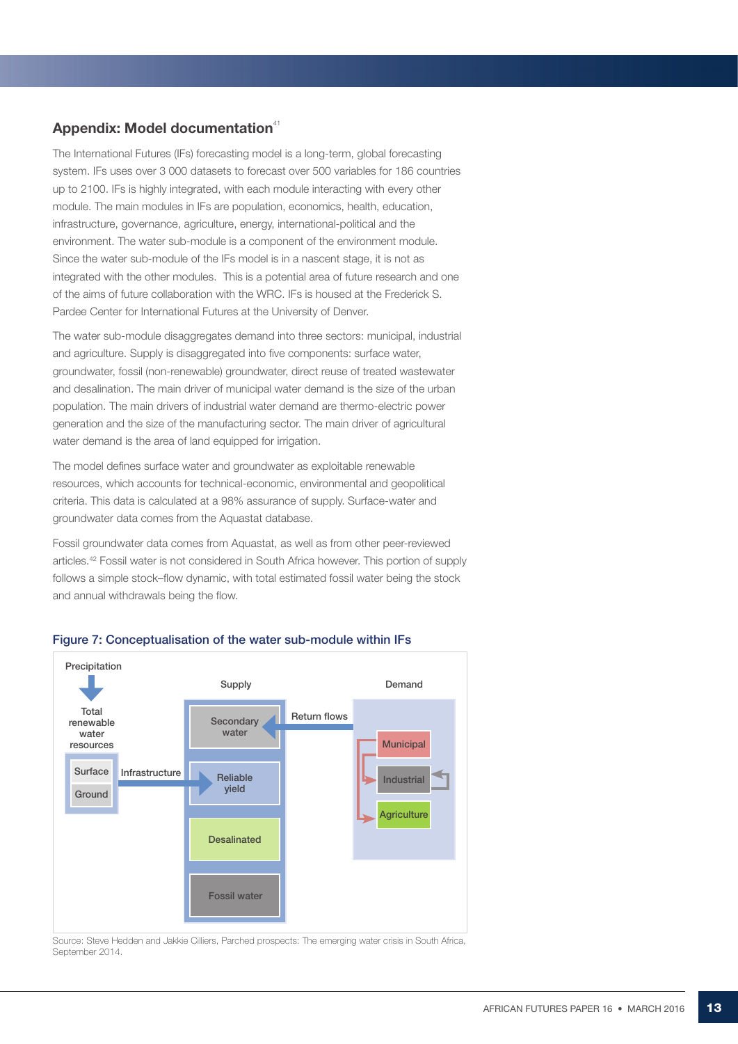## Appendix: Model documentation[41]

The International Futures (IFs) forecasting model is a long-term, global forecasting system. IFs uses over 3 000 datasets to forecast over 500 variables for 186 countries up to 2100. IFs is highly integrated, with each module interacting with every other module. The main modules in IFs are population, economics, health, education, infrastructure, governance, agriculture, energy, international-political and the environment. The water sub-module is a component of the environment module. Since the water sub-module of the IFs model is in a nascent stage, it is not as integrated with the other modules. This is a potential area of future research and one of the aims of future collaboration with the WRC. IFs is housed at the Frederick S. Pardee Center for International Futures at the University of Denver.

The water sub-module disaggregates demand into three sectors: municipal, industrial and agriculture. Supply is disaggregated into five components: surface water, groundwater, fossil (non-renewable) groundwater, direct reuse of treated wastewater and desalination. The main driver of municipal water demand is the size of the urban population. The main drivers of industrial water demand are thermo-electric power generation and the size of the manufacturing sector. The main driver of agricultural water demand is the area of land equipped for irrigation.

The model defines surface water and groundwater as exploitable renewable resources, which accounts for technical-economic, environmental and geopolitical criteria. This data is calculated at a 98% assurance of supply. Surface-water and groundwater data comes from the Aquastat database.

Fossil groundwater data comes from Aquastat, as well as from other peer-reviewed articles.[42] Fossil water is not considered in South Africa however. This portion of supply follows a simple stock–flow dynamic, with total estimated fossil water being the stock and annual withdrawals being the flow.

### Figure 7: Conceptualisation of the water sub-module within IFs

Precipitation → Total renewable water resources (Surface, Ground) → Infrastructure → Supply: Reliable yield

Supply: Secondary water; Reliable yield; Desalinated; Fossil water

Demand: Municipal; Industrial; Agriculture

Return flows (Demand → Secondary water)

Source: Steve Hedden and Jakkie Cilliers, Parched prospects: The emerging water crisis in South Africa, September 2014.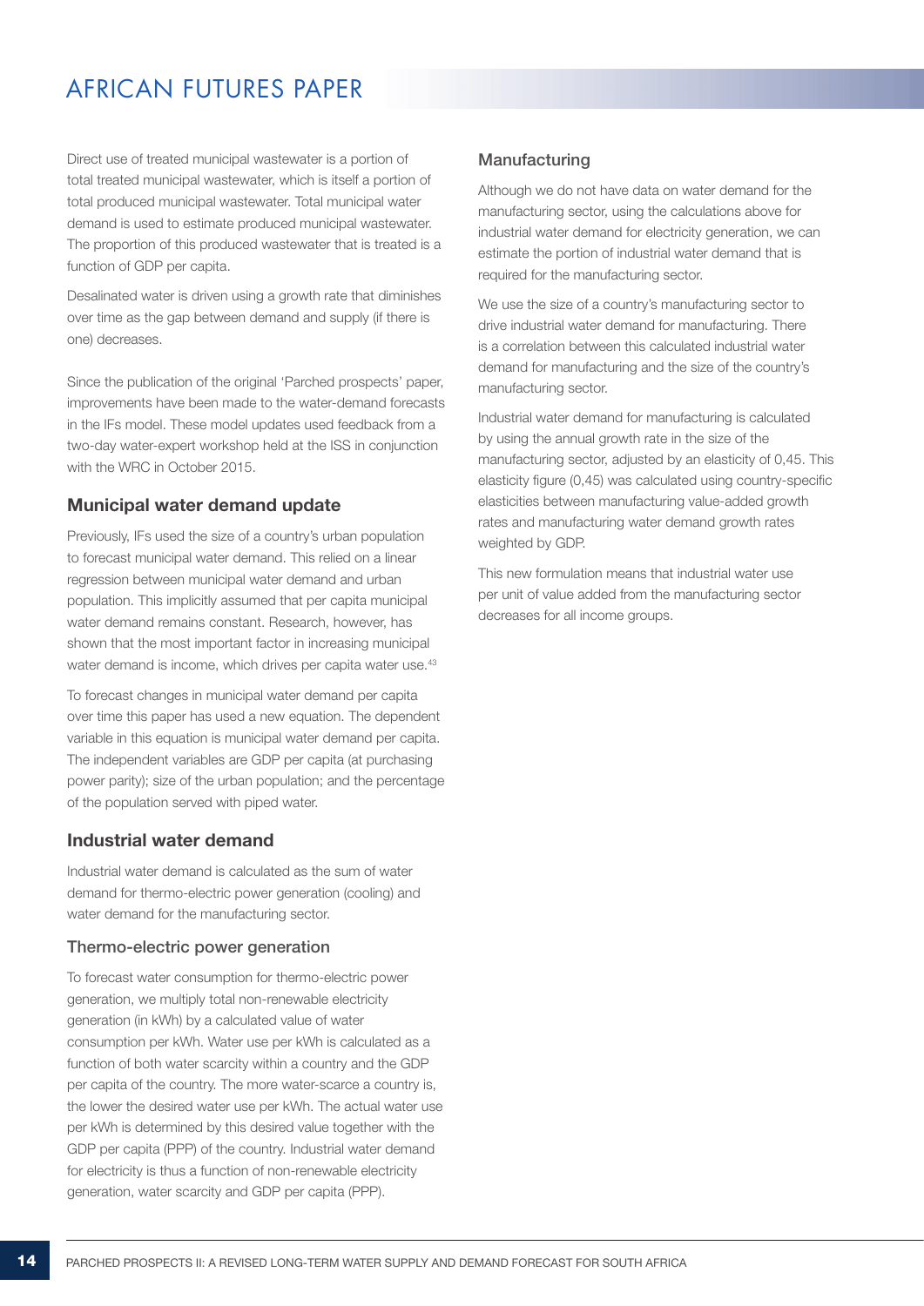Direct use of treated municipal wastewater is a portion of total treated municipal wastewater, which is itself a portion of total produced municipal wastewater. Total municipal water demand is used to estimate produced municipal wastewater. The proportion of this produced wastewater that is treated is a function of GDP per capita.

Desalinated water is driven using a growth rate that diminishes over time as the gap between demand and supply (if there is one) decreases.

Since the publication of the original 'Parched prospects' paper, improvements have been made to the water-demand forecasts in the IFs model. These model updates used feedback from a two-day water-expert workshop held at the ISS in conjunction with the WRC in October 2015.

## Municipal water demand update

Previously, IFs used the size of a country's urban population to forecast municipal water demand. This relied on a linear regression between municipal water demand and urban population. This implicitly assumed that per capita municipal water demand remains constant. Research, however, has shown that the most important factor in increasing municipal water demand is income, which drives per capita water use.[43]

To forecast changes in municipal water demand per capita over time this paper has used a new equation. The dependent variable in this equation is municipal water demand per capita. The independent variables are GDP per capita (at purchasing power parity); size of the urban population; and the percentage of the population served with piped water.

## Industrial water demand

Industrial water demand is calculated as the sum of water demand for thermo-electric power generation (cooling) and water demand for the manufacturing sector.

### Thermo-electric power generation

To forecast water consumption for thermo-electric power generation, we multiply total non-renewable electricity generation (in kWh) by a calculated value of water consumption per kWh. Water use per kWh is calculated as a function of both water scarcity within a country and the GDP per capita of the country. The more water-scarce a country is, the lower the desired water use per kWh. The actual water use per kWh is determined by this desired value together with the GDP per capita (PPP) of the country. Industrial water demand for electricity is thus a function of non-renewable electricity generation, water scarcity and GDP per capita (PPP).

### Manufacturing

Although we do not have data on water demand for the manufacturing sector, using the calculations above for industrial water demand for electricity generation, we can estimate the portion of industrial water demand that is required for the manufacturing sector.

We use the size of a country's manufacturing sector to drive industrial water demand for manufacturing. There is a correlation between this calculated industrial water demand for manufacturing and the size of the country's manufacturing sector.

Industrial water demand for manufacturing is calculated by using the annual growth rate in the size of the manufacturing sector, adjusted by an elasticity of 0,45. This elasticity figure (0,45) was calculated using country-specific elasticities between manufacturing value-added growth rates and manufacturing water demand growth rates weighted by GDP.

This new formulation means that industrial water use per unit of value added from the manufacturing sector decreases for all income groups.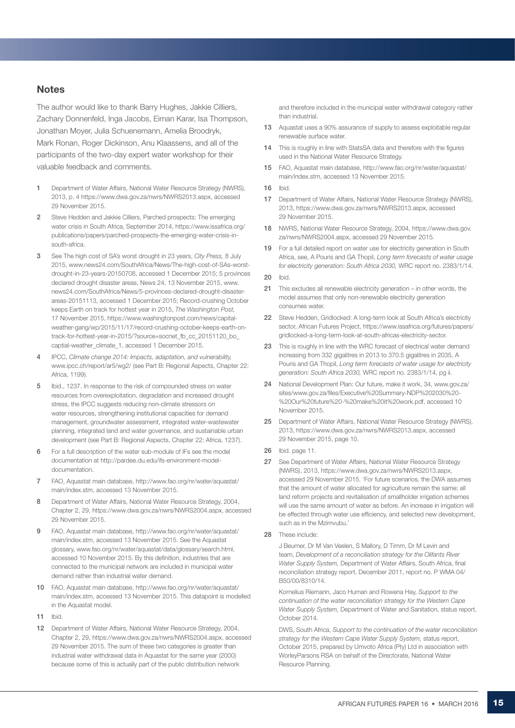## Notes

The author would like to thank Barry Hughes, Jakkie Cilliers, Zachary Donnenfeld, Inga Jacobs, Eiman Karar, Isa Thompson, Jonathan Moyer, Julia Schuenemann, Amelia Broodryk, Mark Ronan, Roger Dickinson, Anu Klaassens, and all of the participants of the two-day expert water workshop for their valuable feedback and comments.

1. Department of Water Affairs, National Water Resource Strategy (NWRS), 2013, p. 4 https://www.dwa.gov.za/nwrs/NWRS2013.aspx, accessed 29 November 2015.
2. Steve Hedden and Jakkie Cilliers, Parched prospects: The emerging water crisis in South Africa, September 2014, https://www.issafrica.org/publications/papers/parched-prospects-the-emerging-water-crisis-in-south-africa.
3. See The high cost of SA's worst drought in 23 years, *City Press,* 8 July 2015, www.news24.com/SouthAfrica/News/The-high-cost-of-SAs-worst-drought-in-23-years-20150708, accessed 1 December 2015; 5 provinces declared drought disaster areas, News 24, 13 November 2015, www.news24.com/SouthAfrica/News/5-provinces-declared-drought-disaster-areas-20151113, accessed 1 December 2015; Record-crushing October keeps Earth on track for hottest year in 2015, *The Washington Post,* 17 November 2015, https://www.washingtonpost.com/news/capital-weather-gang/wp/2015/11/17/record-crushing-october-keeps-earth-on-track-for-hottest-year-in-2015/?source=socnet_fb_cc_20151120_bo_captial-weather_climate_1, accessed 1 December 2015.
4. IPCC, *Climate change 2014: Impacts, adaptation, and vulnerability,* www.ipcc.ch/report/ar5/wg2/ (see Part B: Regional Aspects, Chapter 22: Africa, 1199).
5. Ibid., 1237. In response to the risk of compounded stress on water resources from overexploitation, degradation and increased drought stress, the IPCC suggests reducing non-climate stressors on water resources, strengthening institutional capacities for demand management, groundwater assessment, integrated water-wastewater planning, integrated land and water governance, and sustainable urban development (see Part B: Regional Aspects, Chapter 22: Africa, 1237).
6. For a full description of the water sub-module of IFs see the model documentation at http://pardee.du.edu/ifs-environment-model-documentation.
7. FAO, Aquastat main database, http://www.fao.org/nr/water/aquastat/main/index.stm, accessed 13 November 2015.
8. Department of Water Affairs, National Water Resource Strategy, 2004, Chapter 2, 29, https://www.dwa.gov.za/nwrs/NWRS2004.aspx, accessed 29 November 2015.
9. FAO, Aquastat main database, http://www.fao.org/nr/water/aquastat/main/index.stm, accessed 13 November 2015. See the Aquastat glossary, www.fao.org/nr/water/aquastat/data/glossary/search.html, accessed 10 November 2015. By this definition, industries that are connected to the municipal network are included in municipal water demand rather than industrial water demand.
10. FAO, Aquastat main database, http://www.fao.org/nr/water/aquastat/main/index.stm, accessed 13 November 2015. This datapoint is modelled in the Aquastat model.
11. Ibid.
12. Department of Water Affairs, National Water Resource Strategy, 2004, Chapter 2, 29, https://www.dwa.gov.za/nwrs/NWRS2004.aspx, accessed 29 November 2015. The sum of these two categories is greater than industrial water withdrawal data in Aquastat for the same year (2000) because some of this is actually part of the public distribution network and therefore included in the municipal water withdrawal category rather than industrial.
13. Aquastat uses a 90% assurance of supply to assess exploitable regular renewable surface water.
14. This is roughly in line with StatsSA data and therefore with the figures used in the National Water Resource Strategy.
15. FAO, Aquastat main database, http://www.fao.org/nr/water/aquastat/main/index.stm, accessed 13 November 2015.
16. Ibid.
17. Department of Water Affairs, National Water Resource Strategy (NWRS), 2013, https://www.dwa.gov.za/nwrs/NWRS2013.aspx, accessed 29 November 2015.
18. NWRS, National Water Resource Strategy, 2004, https://www.dwa.gov.za/nwrs/NWRS2004.aspx, accessed 29 November 2015.
19. For a full detailed report on water use for electricity generation in South Africa, see, A Pouris and GA Thopil, *Long term forecasts of water usage for electricity generation: South Africa 2030,* WRC report no. 2383/1/14.
20. Ibid.
21. This excludes all renewable electricity generation – in other words, the model assumes that only non-renewable electricity generation consumes water.
22. Steve Hedden, Gridlocked: A long-term look at South Africa's electricity sector, African Futures Project, https://www.issafrica.org/futures/papers/gridlocked-a-long-term-look-at-south-africas-electricity-sector.
23. This is roughly in line with the WRC forecast of electrical water demand increasing from 332 gigalitres in 2013 to 370.5 gigalitres in 2035, A Pouris and GA Thopil, *Long term forecasts of water usage for electricity generation: South Africa 2030,* WRC report no. 2383/1/14, pg ii.
24. National Development Plan: Our future, make it work, 34, www.gov.za/sites/www.gov.za/files/Executive%20Summary-NDP%202030%20-%20Our%20future%20-%20make%20it%20work.pdf, accessed 10 November 2015.
25. Department of Water Affairs, National Water Resource Strategy (NWRS), 2013, https://www.dwa.gov.za/nwrs/NWRS2013.aspx, accessed 29 November 2015, page 10.
26. Ibid. page 11.
27. See Department of Water Affairs, National Water Resource Strategy (NWRS), 2013, https://www.dwa.gov.za/nwrs/NWRS2013.aspx, accessed 29 November 2015. 'For future scenarios, the DWA assumes that the amount of water allocated for agriculture remain the same; all land reform projects and revitalisation of smallholder irrigation schemes will use the same amount of water as before. An increase in irrigation will be effected through water use efficiency, and selected new development, such as in the Mzimvubu.'
28. These include:

    J Beumer, Dr M Van Veelen, S Mallory, D Timm, Dr M Levin and team, *Development of a reconciliation strategy for the Olifants River Water Supply System,* Department of Water Affairs, South Africa, final reconciliation strategy report, December 2011, report no. P WMA 04/B50/00/8310/14.

    Kornelius Riemann, Jaco Human and Rowena Hay, *Support to the continuation of the water reconciliation strategy for the Western Cape Water Supply System,* Department of Water and Sanitation, status report, October 2014.

    DWS, South Africa, *Support to the continuation of the water reconciliation strategy for the Western Cape Water Supply System,* status report, October 2015, prepared by Umvoto Africa (Pty) Ltd in association with WorleyParsons RSA on behalf of the Directorate, National Water Resource Planning.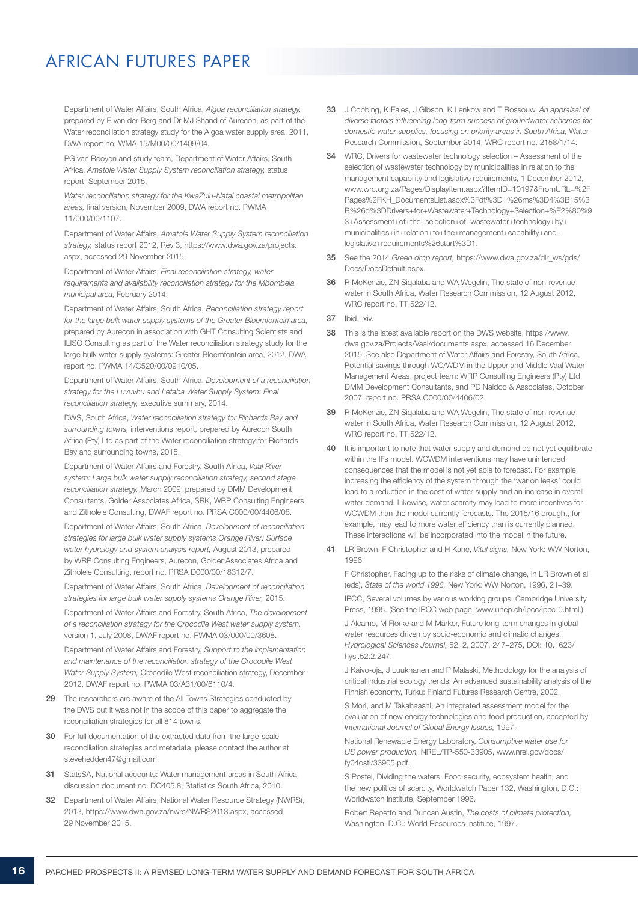Department of Water Affairs, South Africa, *Algoa reconciliation strategy,* prepared by E van der Berg and Dr MJ Shand of Aurecon, as part of the Water reconciliation strategy study for the Algoa water supply area, 2011, DWA report no. WMA 15/M00/00/1409/04.

PG van Rooyen and study team, Department of Water Affairs, South Africa, *Amatole Water Supply System reconciliation strategy,* status report, September 2015,

*Water reconciliation strategy for the KwaZulu-Natal coastal metropolitan areas,* final version, November 2009, DWA report no. PWMA 11/000/00/1107.

Department of Water Affairs, *Amatole Water Supply System reconciliation strategy,* status report 2012, Rev 3, https://www.dwa.gov.za/projects.aspx, accessed 29 November 2015.

Department of Water Affairs, *Final reconciliation strategy, water requirements and availability reconciliation strategy for the Mbombela municipal area,* February 2014.

Department of Water Affairs, South Africa, *Reconciliation strategy report for the large bulk water supply systems of the Greater Bloemfontein area,* prepared by Aurecon in association with GHT Consulting Scientists and ILISO Consulting as part of the Water reconciliation strategy study for the large bulk water supply systems: Greater Bloemfontein area, 2012, DWA report no. PWMA 14/C520/00/0910/05.

Department of Water Affairs, South Africa, *Development of a reconciliation strategy for the Luvuvhu and Letaba Water Supply System: Final reconciliation strategy,* executive summary, 2014.

DWS, South Africa, *Water reconciliation strategy for Richards Bay and surrounding towns,* interventions report, prepared by Aurecon South Africa (Pty) Ltd as part of the Water reconciliation strategy for Richards Bay and surrounding towns, 2015.

Department of Water Affairs and Forestry, South Africa, *Vaal River system: Large bulk water supply reconciliation strategy, second stage reconciliation strategy,* March 2009, prepared by DMM Development Consultants, Golder Associates Africa, SRK, WRP Consulting Engineers and Zitholele Consulting, DWAF report no. PRSA C000/00/4406/08.

Department of Water Affairs, South Africa, *Development of reconciliation strategies for large bulk water supply systems Orange River: Surface water hydrology and system analysis report,* August 2013, prepared by WRP Consulting Engineers, Aurecon, Golder Associates Africa and Zitholele Consulting, report no. PRSA D000/00/18312/7.

Department of Water Affairs, South Africa, *Development of reconciliation strategies for large bulk water supply systems Orange River,* 2015.

Department of Water Affairs and Forestry, South Africa, *The development of a reconciliation strategy for the Crocodile West water supply system,* version 1, July 2008, DWAF report no. PWMA 03/000/00/3608.

Department of Water Affairs and Forestry, *Support to the implementation and maintenance of the reconciliation strategy of the Crocodile West Water Supply System,* Crocodile West reconciliation strategy, December 2012, DWAF report no. PWMA 03/A31/00/6110/4.

29 The researchers are aware of the All Towns Strategies conducted by the DWS but it was not in the scope of this paper to aggregate the reconciliation strategies for all 814 towns.

30 For full documentation of the extracted data from the large-scale reconciliation strategies and metadata, please contact the author at stevehedden47@gmail.com.

31 StatsSA, National accounts: Water management areas in South Africa, discussion document no. DO405.8, Statistics South Africa, 2010.

32 Department of Water Affairs, National Water Resource Strategy (NWRS), 2013, https://www.dwa.gov.za/nwrs/NWRS2013.aspx, accessed 29 November 2015.

33 J Cobbing, K Eales, J Gibson, K Lenkow and T Rossouw, *An appraisal of diverse factors influencing long-term success of groundwater schemes for domestic water supplies, focusing on priority areas in South Africa,* Water Research Commission, September 2014, WRC report no. 2158/1/14.

34 WRC, Drivers for wastewater technology selection – Assessment of the selection of wastewater technology by municipalities in relation to the management capability and legislative requirements, 1 December 2012, www.wrc.org.za/Pages/DisplayItem.aspx?ItemID=10197&FromURL=%2FPages%2FKH_DocumentsList.aspx%3Fdt%3D1%26ms%3D4%3B15%3B%26d%3DDrivers+for+Wastewater+Technology+Selection+%E2%80%93+Assessment+of+the+selection+of+wastewater+technology+by+municipalities+in+relation+to+the+management+capability+and+legislative+requirements%26start%3D1.

35 See the 2014 *Green drop report,* https://www.dwa.gov.za/dir_ws/gds/Docs/DocsDefault.aspx.

36 R McKenzie, ZN Siqalaba and WA Wegelin, The state of non-revenue water in South Africa, Water Research Commission, 12 August 2012, WRC report no. TT 522/12.

37 Ibid., xiv.

38 This is the latest available report on the DWS website, https://www.dwa.gov.za/Projects/Vaal/documents.aspx, accessed 16 December 2015. See also Department of Water Affairs and Forestry, South Africa, Potential savings through WC/WDM in the Upper and Middle Vaal Water Management Areas, project team: WRP Consulting Engineers (Pty) Ltd, DMM Development Consultants, and PD Naidoo & Associates, October 2007, report no. PRSA C000/00/4406/02.

39 R McKenzie, ZN Siqalaba and WA Wegelin, The state of non-revenue water in South Africa, Water Research Commission, 12 August 2012, WRC report no. TT 522/12.

40 It is important to note that water supply and demand do not yet equilibrate within the IFs model. WCWDM interventions may have unintended consequences that the model is not yet able to forecast. For example, increasing the efficiency of the system through the 'war on leaks' could lead to a reduction in the cost of water supply and an increase in overall water demand. Likewise, water scarcity may lead to more incentives for WCWDM than the model currently forecasts. The 2015/16 drought, for example, may lead to more water efficiency than is currently planned. These interactions will be incorporated into the model in the future.

41 LR Brown, F Christopher and H Kane, *Vital signs,* New York: WW Norton, 1996.

F Christopher, Facing up to the risks of climate change, in LR Brown et al (eds), *State of the world 1996,* New York: WW Norton, 1996, 21–39.

IPCC, Several volumes by various working groups, Cambridge University Press, 1995. (See the IPCC web page: www.unep.ch/ipcc/ipcc-0.html.)

J Alcamo, M Flörke and M Märker, Future long-term changes in global water resources driven by socio-economic and climatic changes, *Hydrological Sciences Journal,* 52: 2, 2007, 247–275, DOI: 10.1623/hysj.52.2.247.

J Kaivo-oja, J Luukhanen and P Malaski, Methodology for the analysis of critical industrial ecology trends: An advanced sustainability analysis of the Finnish economy, Turku: Finland Futures Research Centre, 2002.

S Mori, and M Takahaashi, An integrated assessment model for the evaluation of new energy technologies and food production, accepted by *International Journal of Global Energy Issues,* 1997.

National Renewable Energy Laboratory, *Consumptive water use for US power production,* NREL/TP-550-33905, www.nrel.gov/docs/fy04osti/33905.pdf.

S Postel, Dividing the waters: Food security, ecosystem health, and the new politics of scarcity, Worldwatch Paper 132, Washington, D.C.: Worldwatch Institute, September 1996.

Robert Repetto and Duncan Austin, *The costs of climate protection,* Washington, D.C.: World Resources Institute, 1997.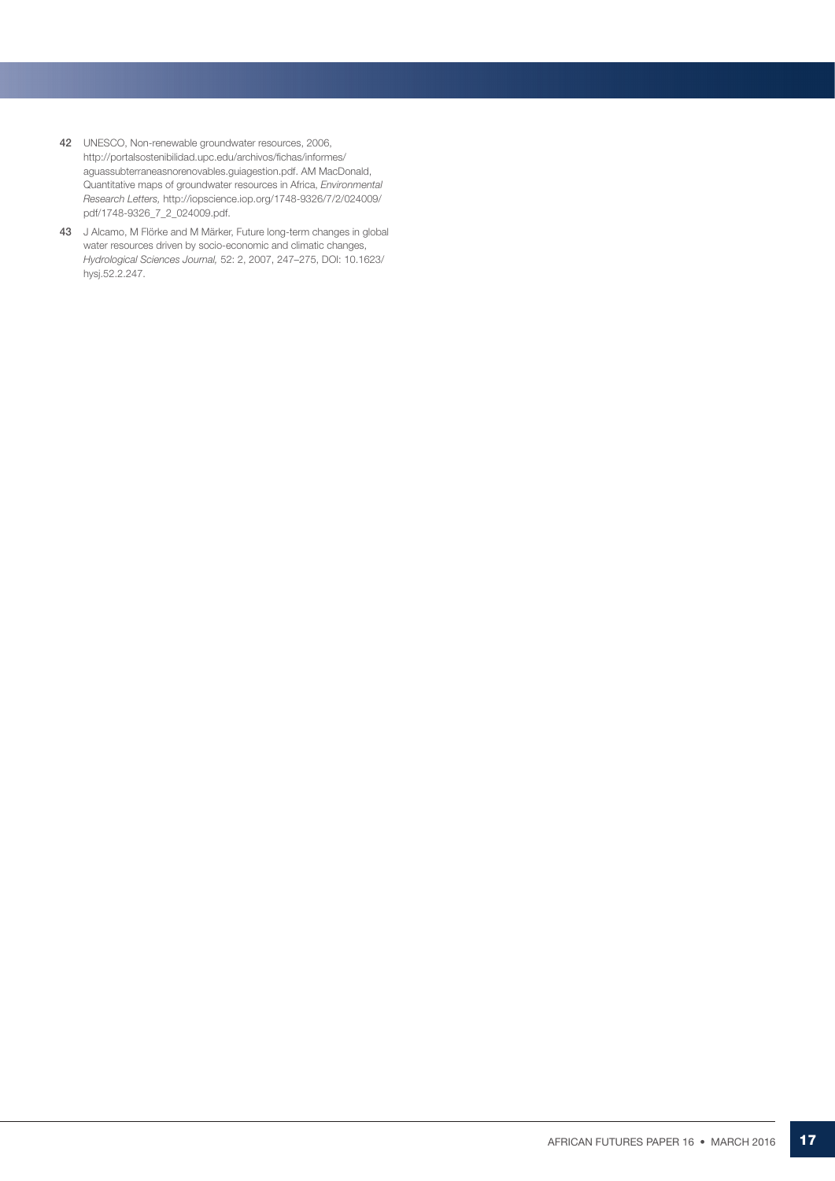42 UNESCO, Non-renewable groundwater resources, 2006, http://portalsostenibilidad.upc.edu/archivos/fichas/informes/aguassubterraneasnorenovables.guiagestion.pdf. AM MacDonald, Quantitative maps of groundwater resources in Africa, *Environmental Research Letters,* http://iopscience.iop.org/1748-9326/7/2/024009/pdf/1748-9326_7_2_024009.pdf.

43 J Alcamo, M Flörke and M Märker, Future long-term changes in global water resources driven by socio-economic and climatic changes, *Hydrological Sciences Journal,* 52: 2, 2007, 247–275, DOI: 10.1623/hysj.52.2.247.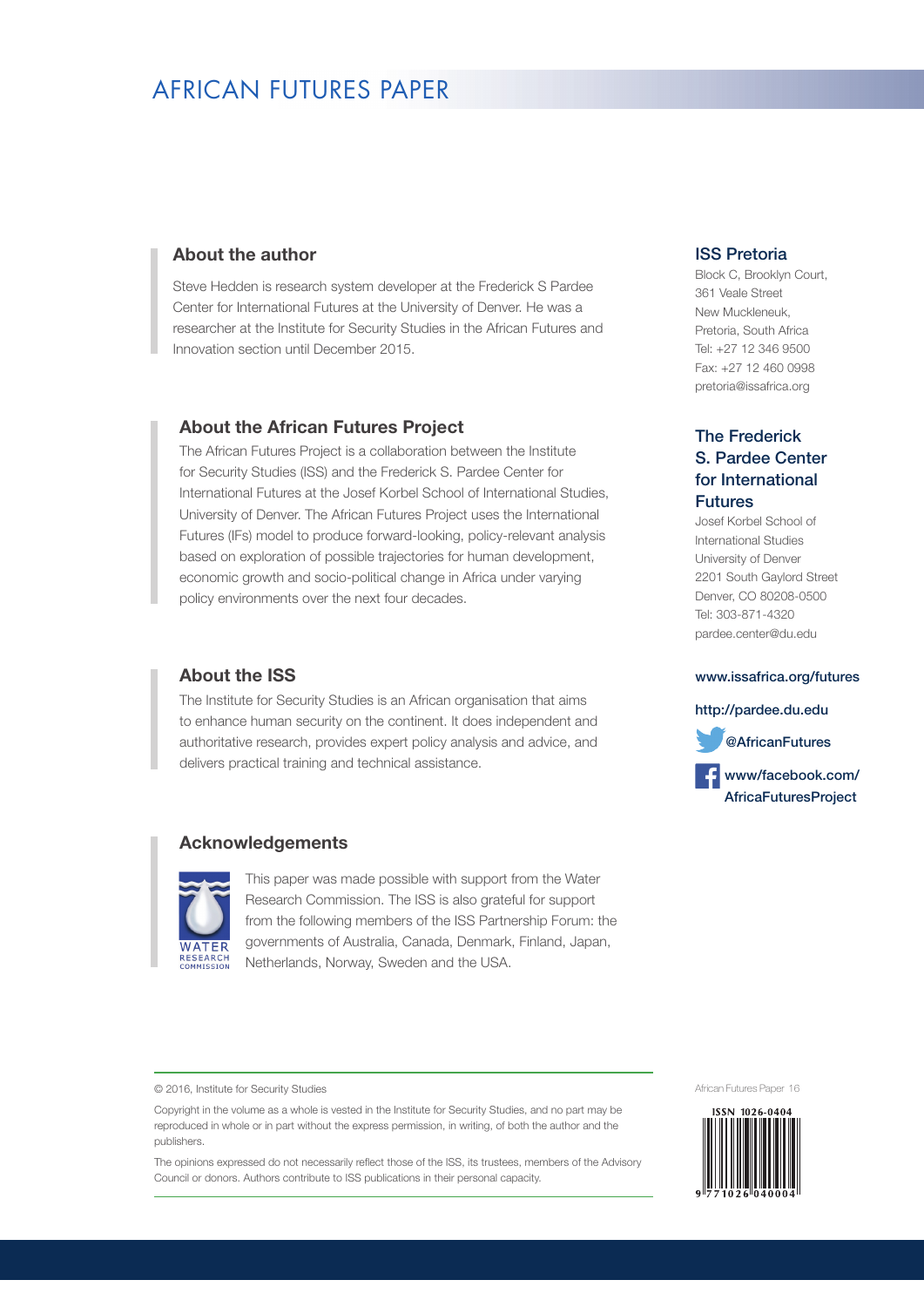## About the author

Steve Hedden is research system developer at the Frederick S Pardee Center for International Futures at the University of Denver. He was a researcher at the Institute for Security Studies in the African Futures and Innovation section until December 2015.

## About the African Futures Project

The African Futures Project is a collaboration between the Institute for Security Studies (ISS) and the Frederick S. Pardee Center for International Futures at the Josef Korbel School of International Studies, University of Denver. The African Futures Project uses the International Futures (IFs) model to produce forward-looking, policy-relevant analysis based on exploration of possible trajectories for human development, economic growth and socio-political change in Africa under varying policy environments over the next four decades.

## About the ISS

The Institute for Security Studies is an African organisation that aims to enhance human security on the continent. It does independent and authoritative research, provides expert policy analysis and advice, and delivers practical training and technical assistance.

## Acknowledgements

This paper was made possible with support from the Water Research Commission. The ISS is also grateful for support from the following members of the ISS Partnership Forum: the governments of Australia, Canada, Denmark, Finland, Japan, Netherlands, Norway, Sweden and the USA.

### ISS Pretoria

Block C, Brooklyn Court,
361 Veale Street
New Muckleneuk,
Pretoria, South Africa
Tel: +27 12 346 9500
Fax: +27 12 460 0998
pretoria@issafrica.org

### The Frederick S. Pardee Center for International Futures

Josef Korbel School of International Studies
University of Denver
2201 South Gaylord Street
Denver, CO 80208-0500
Tel: 303-871-4320
pardee.center@du.edu

www.issafrica.org/futures

http://pardee.du.edu

@AfricanFutures

www.facebook.com/AfricaFuturesProject

© 2016, Institute for Security Studies

Copyright in the volume as a whole is vested in the Institute for Security Studies, and no part may be reproduced in whole or in part without the express permission, in writing, of both the author and the publishers.

The opinions expressed do not necessarily reflect those of the ISS, its trustees, members of the Advisory Council or donors. Authors contribute to ISS publications in their personal capacity.

African Futures Paper 16

ISSN 1026-0404